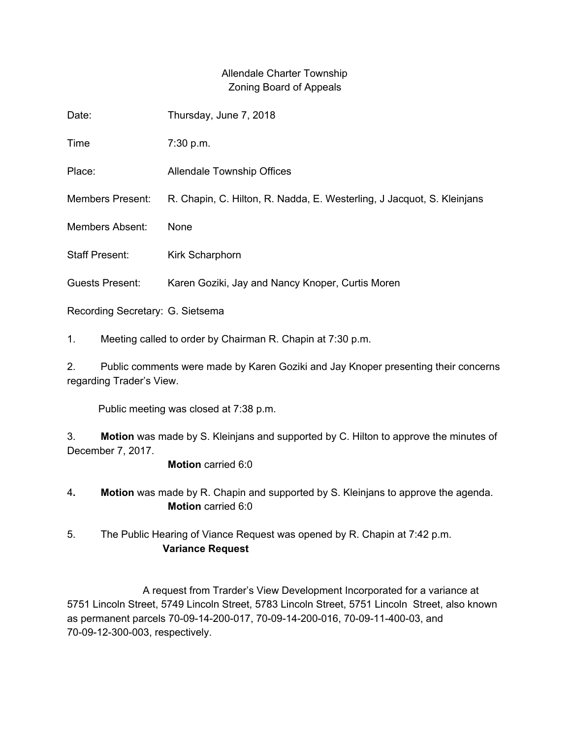Allendale Charter Township
Zoning Board of Appeals

Date: Thursday, June 7, 2018

Time 7:30 p.m.

Place: Allendale Township Offices

Members Present: R. Chapin, C. Hilton, R. Nadda, E. Westerling, J Jacquot, S. Kleinjans

Members Absent: None

Staff Present: Kirk Scharphorn

Guests Present: Karen Goziki, Jay and Nancy Knoper, Curtis Moren

Recording Secretary: G. Sietsema

1. Meeting called to order by Chairman R. Chapin at 7:30 p.m.

2. Public comments were made by Karen Goziki and Jay Knoper presenting their concerns regarding Trader's View.

Public meeting was closed at 7:38 p.m.

3. **Motion** was made by S. Kleinjans and supported by C. Hilton to approve the minutes of December 7, 2017.

**Motion** carried 6:0

4**.** **Motion** was made by R. Chapin and supported by S. Kleinjans to approve the agenda.

**Motion** carried 6:0

5. The Public Hearing of Viance Request was opened by R. Chapin at 7:42 p.m.

**Variance Request**

A request from Trarder's View Development Incorporated for a variance at 5751 Lincoln Street, 5749 Lincoln Street, 5783 Lincoln Street, 5751 Lincoln Street, also known as permanent parcels 70-09-14-200-017, 70-09-14-200-016, 70-09-11-400-03, and 70-09-12-300-003, respectively.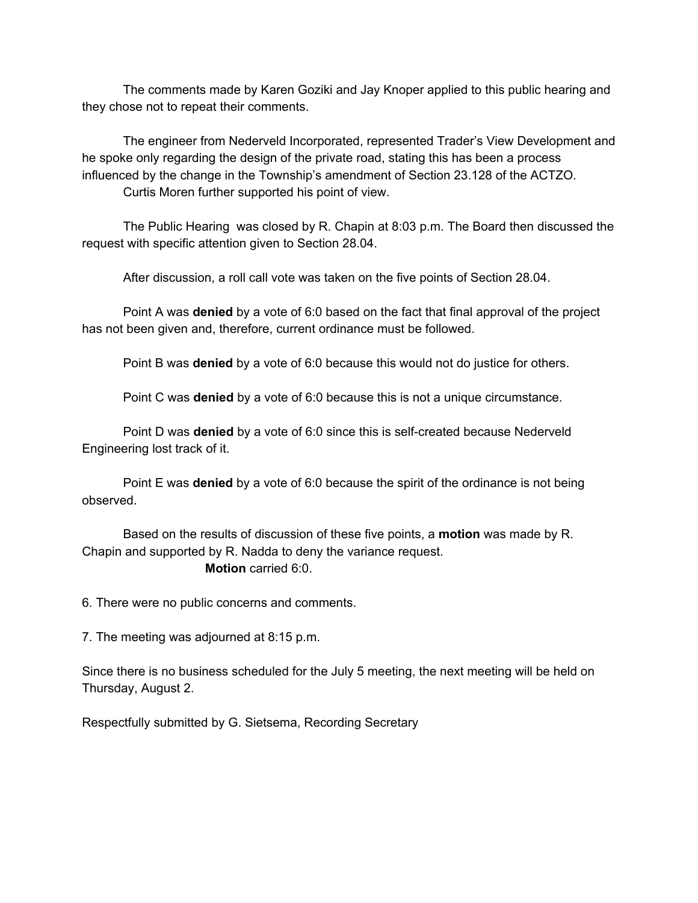The comments made by Karen Goziki and Jay Knoper applied to this public hearing and they chose not to repeat their comments.

The engineer from Nederveld Incorporated, represented Trader's View Development and he spoke only regarding the design of the private road, stating this has been a process influenced by the change in the Township's amendment of Section 23.128 of the ACTZO.

Curtis Moren further supported his point of view.

The Public Hearing was closed by R. Chapin at 8:03 p.m. The Board then discussed the request with specific attention given to Section 28.04.

After discussion, a roll call vote was taken on the five points of Section 28.04.

Point A was **denied** by a vote of 6:0 based on the fact that final approval of the project has not been given and, therefore, current ordinance must be followed.

Point B was **denied** by a vote of 6:0 because this would not do justice for others.

Point C was **denied** by a vote of 6:0 because this is not a unique circumstance.

Point D was **denied** by a vote of 6:0 since this is self-created because Nederveld Engineering lost track of it.

Point E was **denied** by a vote of 6:0 because the spirit of the ordinance is not being observed.

Based on the results of discussion of these five points, a **motion** was made by R. Chapin and supported by R. Nadda to deny the variance request.

**Motion** carried 6:0.

6. There were no public concerns and comments.

7. The meeting was adjourned at 8:15 p.m.

Since there is no business scheduled for the July 5 meeting, the next meeting will be held on Thursday, August 2.

Respectfully submitted by G. Sietsema, Recording Secretary